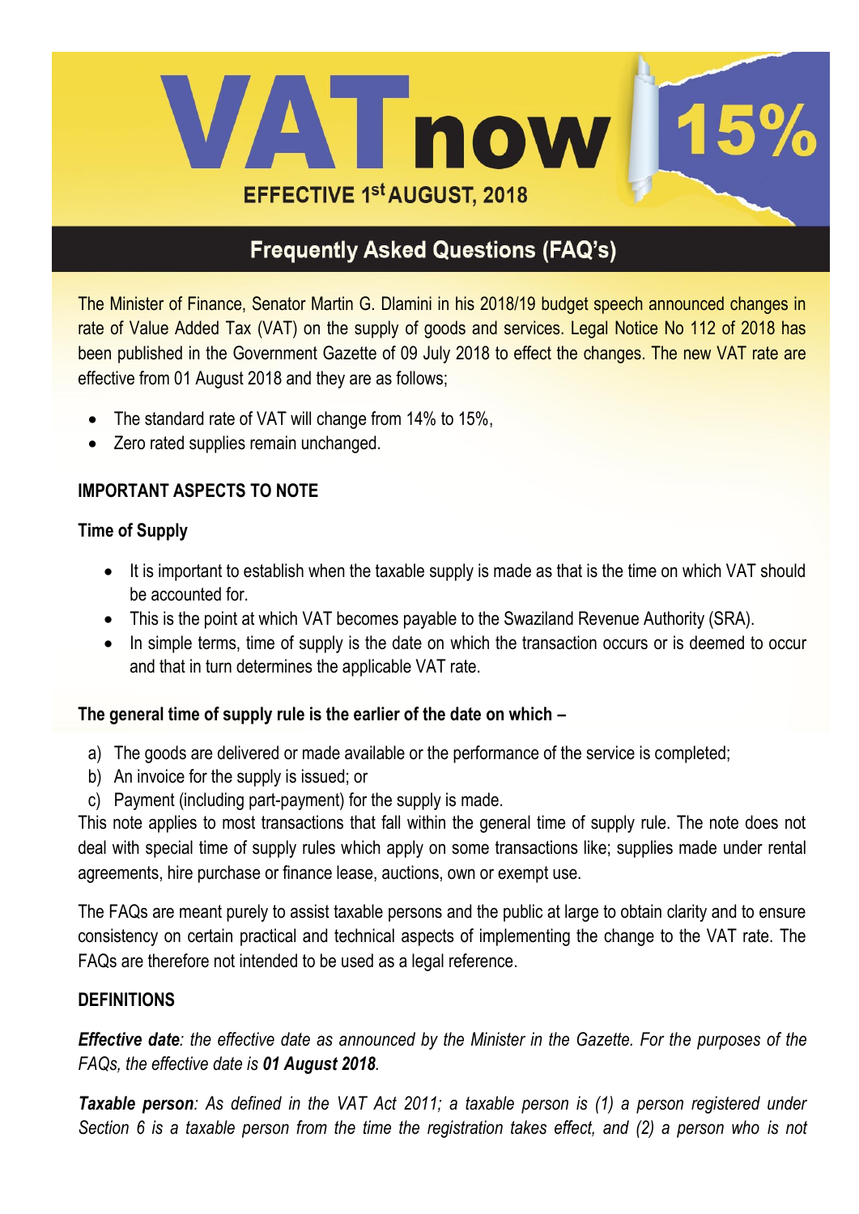# VAT now 15%

**EFFECTIVE 1st AUGUST, 2018**

## Frequently Asked Questions (FAQ's)

The Minister of Finance, Senator Martin G. Dlamini in his 2018/19 budget speech announced changes in rate of Value Added Tax (VAT) on the supply of goods and services. Legal Notice No 112 of 2018 has been published in the Government Gazette of 09 July 2018 to effect the changes. The new VAT rate are effective from 01 August 2018 and they are as follows;

- The standard rate of VAT will change from 14% to 15%,
- Zero rated supplies remain unchanged.

### IMPORTANT ASPECTS TO NOTE

#### Time of Supply

- It is important to establish when the taxable supply is made as that is the time on which VAT should be accounted for.
- This is the point at which VAT becomes payable to the Swaziland Revenue Authority (SRA).
- In simple terms, time of supply is the date on which the transaction occurs or is deemed to occur and that in turn determines the applicable VAT rate.

**The general time of supply rule is the earlier of the date on which –**

a) The goods are delivered or made available or the performance of the service is completed;
b) An invoice for the supply is issued; or
c) Payment (including part-payment) for the supply is made.

This note applies to most transactions that fall within the general time of supply rule. The note does not deal with special time of supply rules which apply on some transactions like; supplies made under rental agreements, hire purchase or finance lease, auctions, own or exempt use.

The FAQs are meant purely to assist taxable persons and the public at large to obtain clarity and to ensure consistency on certain practical and technical aspects of implementing the change to the VAT rate. The FAQs are therefore not intended to be used as a legal reference.

### DEFINITIONS

***Effective date****: the effective date as announced by the Minister in the Gazette. For the purposes of the FAQs, the effective date is* ***01 August 2018****.*

***Taxable person****: As defined in the VAT Act 2011; a taxable person is (1) a person registered under Section 6 is a taxable person from the time the registration takes effect, and (2) a person who is not*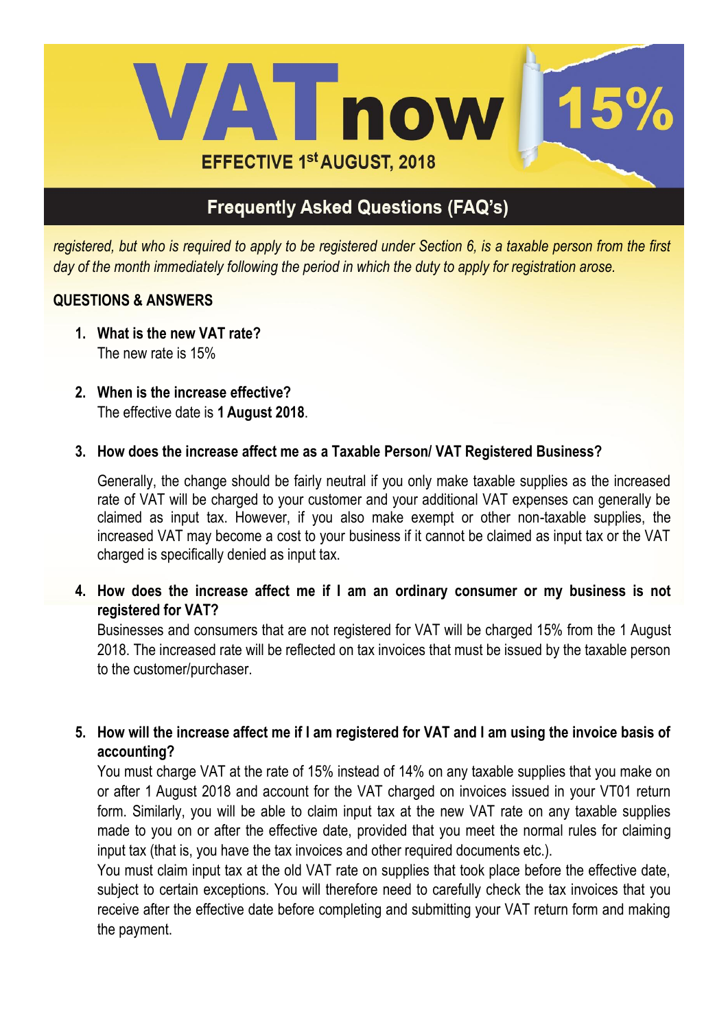*registered, but who is required to apply to be registered under Section 6, is a taxable person from the first day of the month immediately following the period in which the duty to apply for registration arose.*

## QUESTIONS & ANSWERS

1. **What is the new VAT rate?**
   The new rate is 15%

2. **When is the increase effective?**
   The effective date is **1 August 2018**.

3. **How does the increase affect me as a Taxable Person/ VAT Registered Business?**

   Generally, the change should be fairly neutral if you only make taxable supplies as the increased rate of VAT will be charged to your customer and your additional VAT expenses can generally be claimed as input tax. However, if you also make exempt or other non-taxable supplies, the increased VAT may become a cost to your business if it cannot be claimed as input tax or the VAT charged is specifically denied as input tax.

4. **How does the increase affect me if I am an ordinary consumer or my business is not registered for VAT?**
   Businesses and consumers that are not registered for VAT will be charged 15% from the 1 August 2018. The increased rate will be reflected on tax invoices that must be issued by the taxable person to the customer/purchaser.

5. **How will the increase affect me if I am registered for VAT and I am using the invoice basis of accounting?**
   You must charge VAT at the rate of 15% instead of 14% on any taxable supplies that you make on or after 1 August 2018 and account for the VAT charged on invoices issued in your VT01 return form. Similarly, you will be able to claim input tax at the new VAT rate on any taxable supplies made to you on or after the effective date, provided that you meet the normal rules for claiming input tax (that is, you have the tax invoices and other required documents etc.).
   You must claim input tax at the old VAT rate on supplies that took place before the effective date, subject to certain exceptions. You will therefore need to carefully check the tax invoices that you receive after the effective date before completing and submitting your VAT return form and making the payment.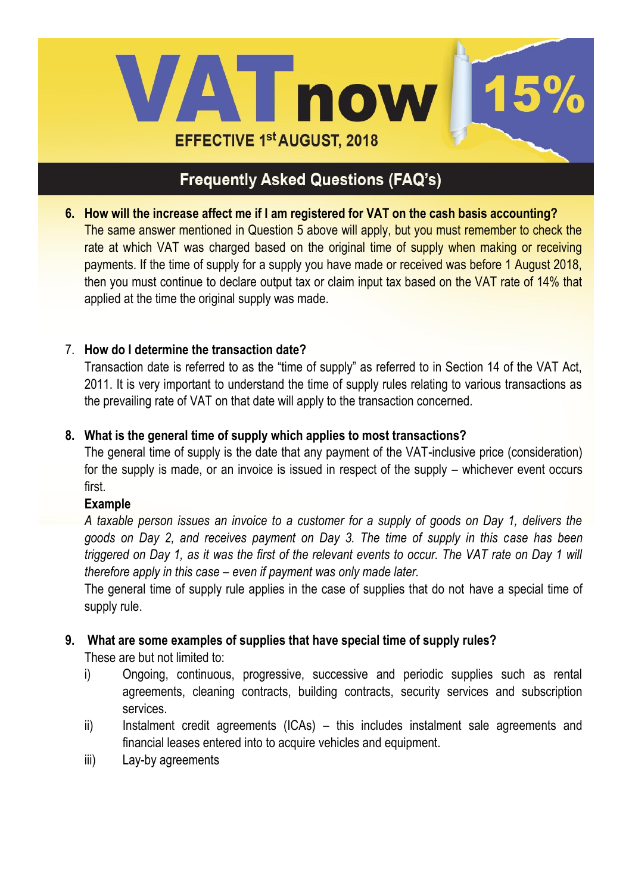# VAT now 15%

EFFECTIVE 1st AUGUST, 2018

## Frequently Asked Questions (FAQ's)

**6. How will the increase affect me if I am registered for VAT on the cash basis accounting?**

The same answer mentioned in Question 5 above will apply, but you must remember to check the rate at which VAT was charged based on the original time of supply when making or receiving payments. If the time of supply for a supply you have made or received was before 1 August 2018, then you must continue to declare output tax or claim input tax based on the VAT rate of 14% that applied at the time the original supply was made.

7. **How do I determine the transaction date?**

Transaction date is referred to as the "time of supply" as referred to in Section 14 of the VAT Act, 2011. It is very important to understand the time of supply rules relating to various transactions as the prevailing rate of VAT on that date will apply to the transaction concerned.

**8. What is the general time of supply which applies to most transactions?**

The general time of supply is the date that any payment of the VAT-inclusive price (consideration) for the supply is made, or an invoice is issued in respect of the supply – whichever event occurs first.

**Example**

*A taxable person issues an invoice to a customer for a supply of goods on Day 1, delivers the goods on Day 2, and receives payment on Day 3. The time of supply in this case has been triggered on Day 1, as it was the first of the relevant events to occur. The VAT rate on Day 1 will therefore apply in this case – even if payment was only made later.*

The general time of supply rule applies in the case of supplies that do not have a special time of supply rule.

**9. What are some examples of supplies that have special time of supply rules?**

These are but not limited to:

i) Ongoing, continuous, progressive, successive and periodic supplies such as rental agreements, cleaning contracts, building contracts, security services and subscription services.

ii) Instalment credit agreements (ICAs) – this includes instalment sale agreements and financial leases entered into to acquire vehicles and equipment.

iii) Lay-by agreements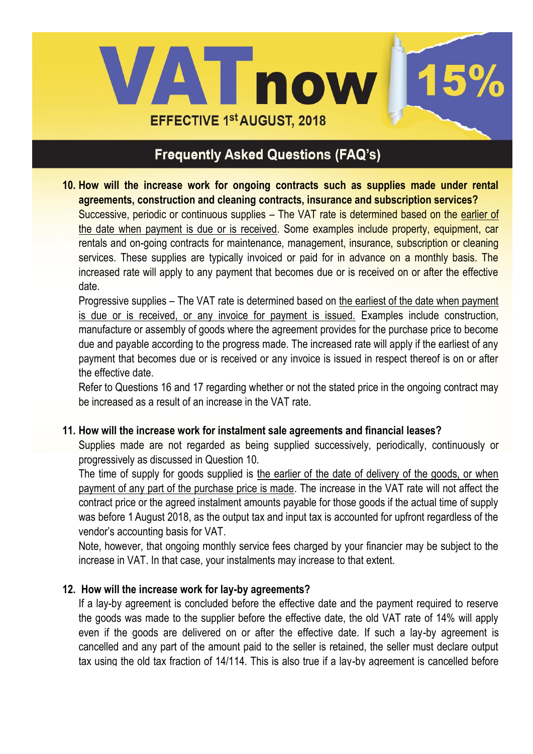# VAT now 15%

**EFFECTIVE 1st AUGUST, 2018**

## Frequently Asked Questions (FAQ's)

**10. How will the increase work for ongoing contracts such as supplies made under rental agreements, construction and cleaning contracts, insurance and subscription services?**

Successive, periodic or continuous supplies – The VAT rate is determined based on the earlier of the date when payment is due or is received. Some examples include property, equipment, car rentals and on-going contracts for maintenance, management, insurance, subscription or cleaning services. These supplies are typically invoiced or paid for in advance on a monthly basis. The increased rate will apply to any payment that becomes due or is received on or after the effective date.

Progressive supplies – The VAT rate is determined based on the earliest of the date when payment is due or is received, or any invoice for payment is issued. Examples include construction, manufacture or assembly of goods where the agreement provides for the purchase price to become due and payable according to the progress made. The increased rate will apply if the earliest of any payment that becomes due or is received or any invoice is issued in respect thereof is on or after the effective date.

Refer to Questions 16 and 17 regarding whether or not the stated price in the ongoing contract may be increased as a result of an increase in the VAT rate.

**11. How will the increase work for instalment sale agreements and financial leases?**

Supplies made are not regarded as being supplied successively, periodically, continuously or progressively as discussed in Question 10.

The time of supply for goods supplied is the earlier of the date of delivery of the goods, or when payment of any part of the purchase price is made. The increase in the VAT rate will not affect the contract price or the agreed instalment amounts payable for those goods if the actual time of supply was before 1 August 2018, as the output tax and input tax is accounted for upfront regardless of the vendor's accounting basis for VAT.

Note, however, that ongoing monthly service fees charged by your financier may be subject to the increase in VAT. In that case, your instalments may increase to that extent.

**12. How will the increase work for lay-by agreements?**

If a lay-by agreement is concluded before the effective date and the payment required to reserve the goods was made to the supplier before the effective date, the old VAT rate of 14% will apply even if the goods are delivered on or after the effective date. If such a lay-by agreement is cancelled and any part of the amount paid to the seller is retained, the seller must declare output tax using the old tax fraction of 14/114. This is also true if a lay-by agreement is cancelled before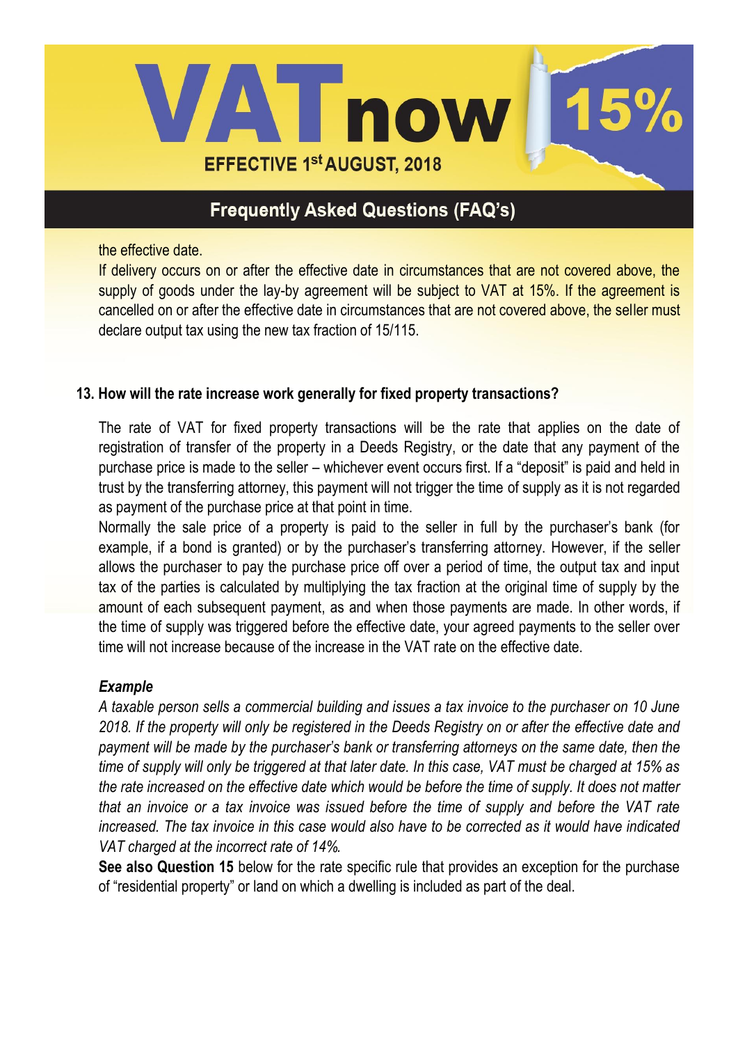the effective date.

If delivery occurs on or after the effective date in circumstances that are not covered above, the supply of goods under the lay-by agreement will be subject to VAT at 15%. If the agreement is cancelled on or after the effective date in circumstances that are not covered above, the seller must declare output tax using the new tax fraction of 15/115.

### 13. How will the rate increase work generally for fixed property transactions?

The rate of VAT for fixed property transactions will be the rate that applies on the date of registration of transfer of the property in a Deeds Registry, or the date that any payment of the purchase price is made to the seller – whichever event occurs first. If a "deposit" is paid and held in trust by the transferring attorney, this payment will not trigger the time of supply as it is not regarded as payment of the purchase price at that point in time.

Normally the sale price of a property is paid to the seller in full by the purchaser's bank (for example, if a bond is granted) or by the purchaser's transferring attorney. However, if the seller allows the purchaser to pay the purchase price off over a period of time, the output tax and input tax of the parties is calculated by multiplying the tax fraction at the original time of supply by the amount of each subsequent payment, as and when those payments are made. In other words, if the time of supply was triggered before the effective date, your agreed payments to the seller over time will not increase because of the increase in the VAT rate on the effective date.

***Example***

*A taxable person sells a commercial building and issues a tax invoice to the purchaser on 10 June 2018. If the property will only be registered in the Deeds Registry on or after the effective date and payment will be made by the purchaser's bank or transferring attorneys on the same date, then the time of supply will only be triggered at that later date. In this case, VAT must be charged at 15% as the rate increased on the effective date which would be before the time of supply. It does not matter that an invoice or a tax invoice was issued before the time of supply and before the VAT rate increased. The tax invoice in this case would also have to be corrected as it would have indicated VAT charged at the incorrect rate of 14%.*

**See also Question 15** below for the rate specific rule that provides an exception for the purchase of "residential property" or land on which a dwelling is included as part of the deal.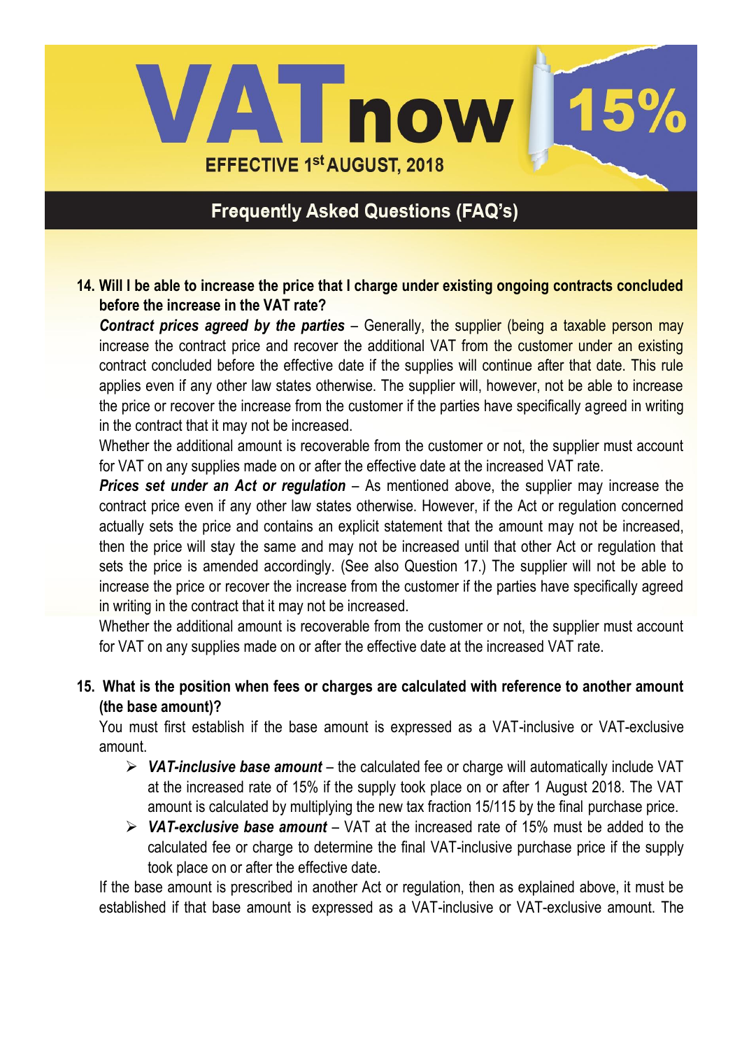**14. Will I be able to increase the price that I charge under existing ongoing contracts concluded before the increase in the VAT rate?**

***Contract prices agreed by the parties*** – Generally, the supplier (being a taxable person may increase the contract price and recover the additional VAT from the customer under an existing contract concluded before the effective date if the supplies will continue after that date. This rule applies even if any other law states otherwise. The supplier will, however, not be able to increase the price or recover the increase from the customer if the parties have specifically agreed in writing in the contract that it may not be increased.

Whether the additional amount is recoverable from the customer or not, the supplier must account for VAT on any supplies made on or after the effective date at the increased VAT rate.

***Prices set under an Act or regulation*** – As mentioned above, the supplier may increase the contract price even if any other law states otherwise. However, if the Act or regulation concerned actually sets the price and contains an explicit statement that the amount may not be increased, then the price will stay the same and may not be increased until that other Act or regulation that sets the price is amended accordingly. (See also Question 17.) The supplier will not be able to increase the price or recover the increase from the customer if the parties have specifically agreed in writing in the contract that it may not be increased.

Whether the additional amount is recoverable from the customer or not, the supplier must account for VAT on any supplies made on or after the effective date at the increased VAT rate.

**15. What is the position when fees or charges are calculated with reference to another amount (the base amount)?**

You must first establish if the base amount is expressed as a VAT-inclusive or VAT-exclusive amount.

- ***VAT-inclusive base amount*** – the calculated fee or charge will automatically include VAT at the increased rate of 15% if the supply took place on or after 1 August 2018. The VAT amount is calculated by multiplying the new tax fraction 15/115 by the final purchase price.
- ***VAT-exclusive base amount*** – VAT at the increased rate of 15% must be added to the calculated fee or charge to determine the final VAT-inclusive purchase price if the supply took place on or after the effective date.

If the base amount is prescribed in another Act or regulation, then as explained above, it must be established if that base amount is expressed as a VAT-inclusive or VAT-exclusive amount. The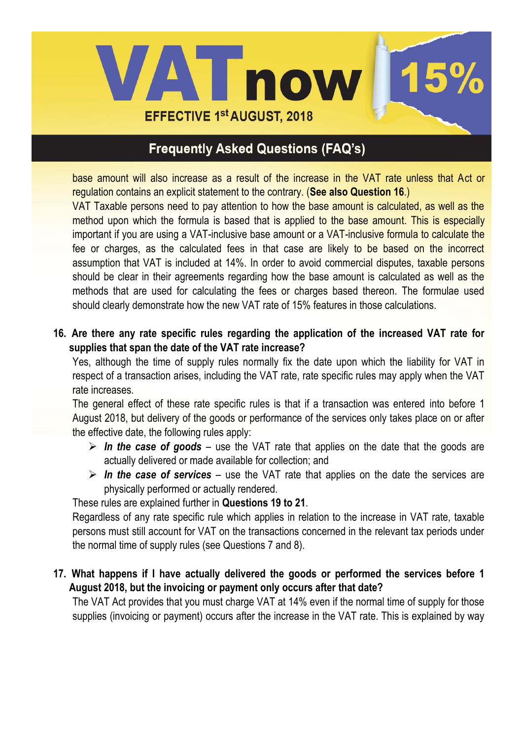base amount will also increase as a result of the increase in the VAT rate unless that Act or regulation contains an explicit statement to the contrary. (**See also Question 16**.)

VAT Taxable persons need to pay attention to how the base amount is calculated, as well as the method upon which the formula is based that is applied to the base amount. This is especially important if you are using a VAT-inclusive base amount or a VAT-inclusive formula to calculate the fee or charges, as the calculated fees in that case are likely to be based on the incorrect assumption that VAT is included at 14%. In order to avoid commercial disputes, taxable persons should be clear in their agreements regarding how the base amount is calculated as well as the methods that are used for calculating the fees or charges based thereon. The formulae used should clearly demonstrate how the new VAT rate of 15% features in those calculations.

**16. Are there any rate specific rules regarding the application of the increased VAT rate for supplies that span the date of the VAT rate increase?**

Yes, although the time of supply rules normally fix the date upon which the liability for VAT in respect of a transaction arises, including the VAT rate, rate specific rules may apply when the VAT rate increases.

The general effect of these rate specific rules is that if a transaction was entered into before 1 August 2018, but delivery of the goods or performance of the services only takes place on or after the effective date, the following rules apply:

- ***In the case of goods*** – use the VAT rate that applies on the date that the goods are actually delivered or made available for collection; and
- ***In the case of services*** – use the VAT rate that applies on the date the services are physically performed or actually rendered.

These rules are explained further in **Questions 19 to 21**.

Regardless of any rate specific rule which applies in relation to the increase in VAT rate, taxable persons must still account for VAT on the transactions concerned in the relevant tax periods under the normal time of supply rules (see Questions 7 and 8).

**17. What happens if I have actually delivered the goods or performed the services before 1 August 2018, but the invoicing or payment only occurs after that date?**

The VAT Act provides that you must charge VAT at 14% even if the normal time of supply for those supplies (invoicing or payment) occurs after the increase in the VAT rate. This is explained by way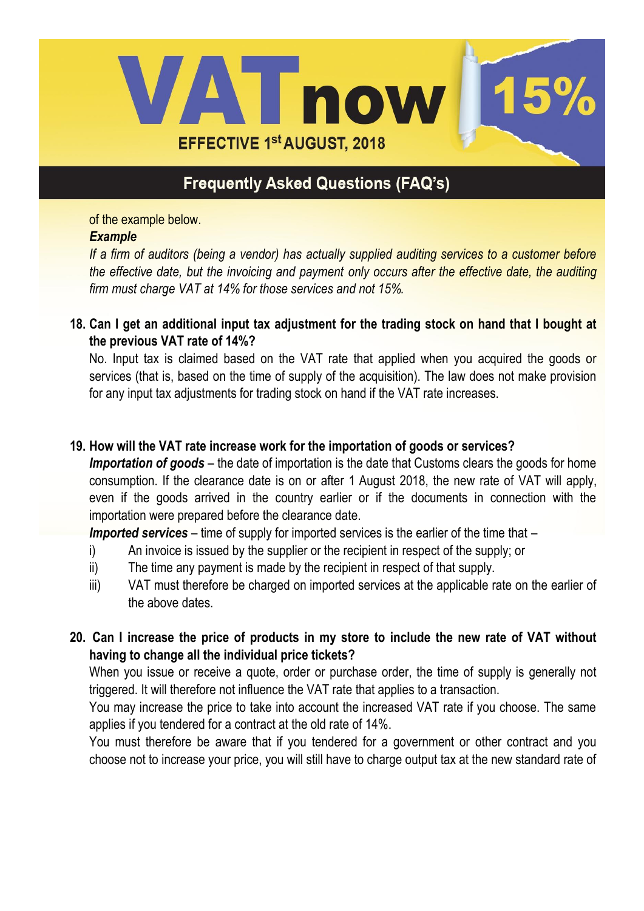of the example below.

***Example***

*If a firm of auditors (being a vendor) has actually supplied auditing services to a customer before the effective date, but the invoicing and payment only occurs after the effective date, the auditing firm must charge VAT at 14% for those services and not 15%.*

**18. Can I get an additional input tax adjustment for the trading stock on hand that I bought at the previous VAT rate of 14%?**

No. Input tax is claimed based on the VAT rate that applied when you acquired the goods or services (that is, based on the time of supply of the acquisition). The law does not make provision for any input tax adjustments for trading stock on hand if the VAT rate increases.

**19. How will the VAT rate increase work for the importation of goods or services?**

***Importation of goods*** – the date of importation is the date that Customs clears the goods for home consumption. If the clearance date is on or after 1 August 2018, the new rate of VAT will apply, even if the goods arrived in the country earlier or if the documents in connection with the importation were prepared before the clearance date.

***Imported services*** – time of supply for imported services is the earlier of the time that –

i) An invoice is issued by the supplier or the recipient in respect of the supply; or

ii) The time any payment is made by the recipient in respect of that supply.

iii) VAT must therefore be charged on imported services at the applicable rate on the earlier of the above dates.

**20. Can I increase the price of products in my store to include the new rate of VAT without having to change all the individual price tickets?**

When you issue or receive a quote, order or purchase order, the time of supply is generally not triggered. It will therefore not influence the VAT rate that applies to a transaction.

You may increase the price to take into account the increased VAT rate if you choose. The same applies if you tendered for a contract at the old rate of 14%.

You must therefore be aware that if you tendered for a government or other contract and you choose not to increase your price, you will still have to charge output tax at the new standard rate of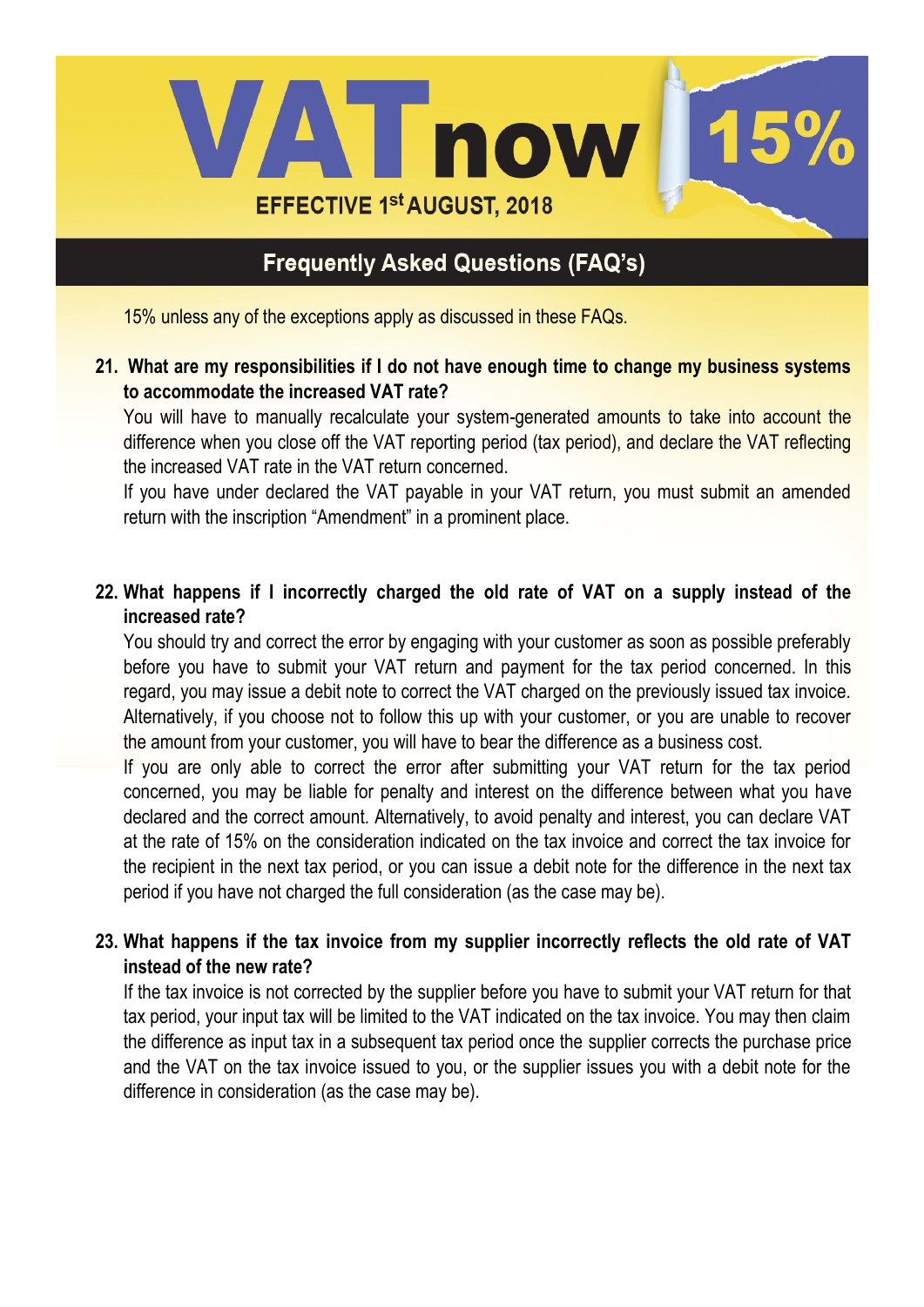15% unless any of the exceptions apply as discussed in these FAQs.

**21. What are my responsibilities if I do not have enough time to change my business systems to accommodate the increased VAT rate?**

You will have to manually recalculate your system-generated amounts to take into account the difference when you close off the VAT reporting period (tax period), and declare the VAT reflecting the increased VAT rate in the VAT return concerned.

If you have under declared the VAT payable in your VAT return, you must submit an amended return with the inscription "Amendment" in a prominent place.

**22. What happens if I incorrectly charged the old rate of VAT on a supply instead of the increased rate?**

You should try and correct the error by engaging with your customer as soon as possible preferably before you have to submit your VAT return and payment for the tax period concerned. In this regard, you may issue a debit note to correct the VAT charged on the previously issued tax invoice. Alternatively, if you choose not to follow this up with your customer, or you are unable to recover the amount from your customer, you will have to bear the difference as a business cost.

If you are only able to correct the error after submitting your VAT return for the tax period concerned, you may be liable for penalty and interest on the difference between what you have declared and the correct amount. Alternatively, to avoid penalty and interest, you can declare VAT at the rate of 15% on the consideration indicated on the tax invoice and correct the tax invoice for the recipient in the next tax period, or you can issue a debit note for the difference in the next tax period if you have not charged the full consideration (as the case may be).

**23. What happens if the tax invoice from my supplier incorrectly reflects the old rate of VAT instead of the new rate?**

If the tax invoice is not corrected by the supplier before you have to submit your VAT return for that tax period, your input tax will be limited to the VAT indicated on the tax invoice. You may then claim the difference as input tax in a subsequent tax period once the supplier corrects the purchase price and the VAT on the tax invoice issued to you, or the supplier issues you with a debit note for the difference in consideration (as the case may be).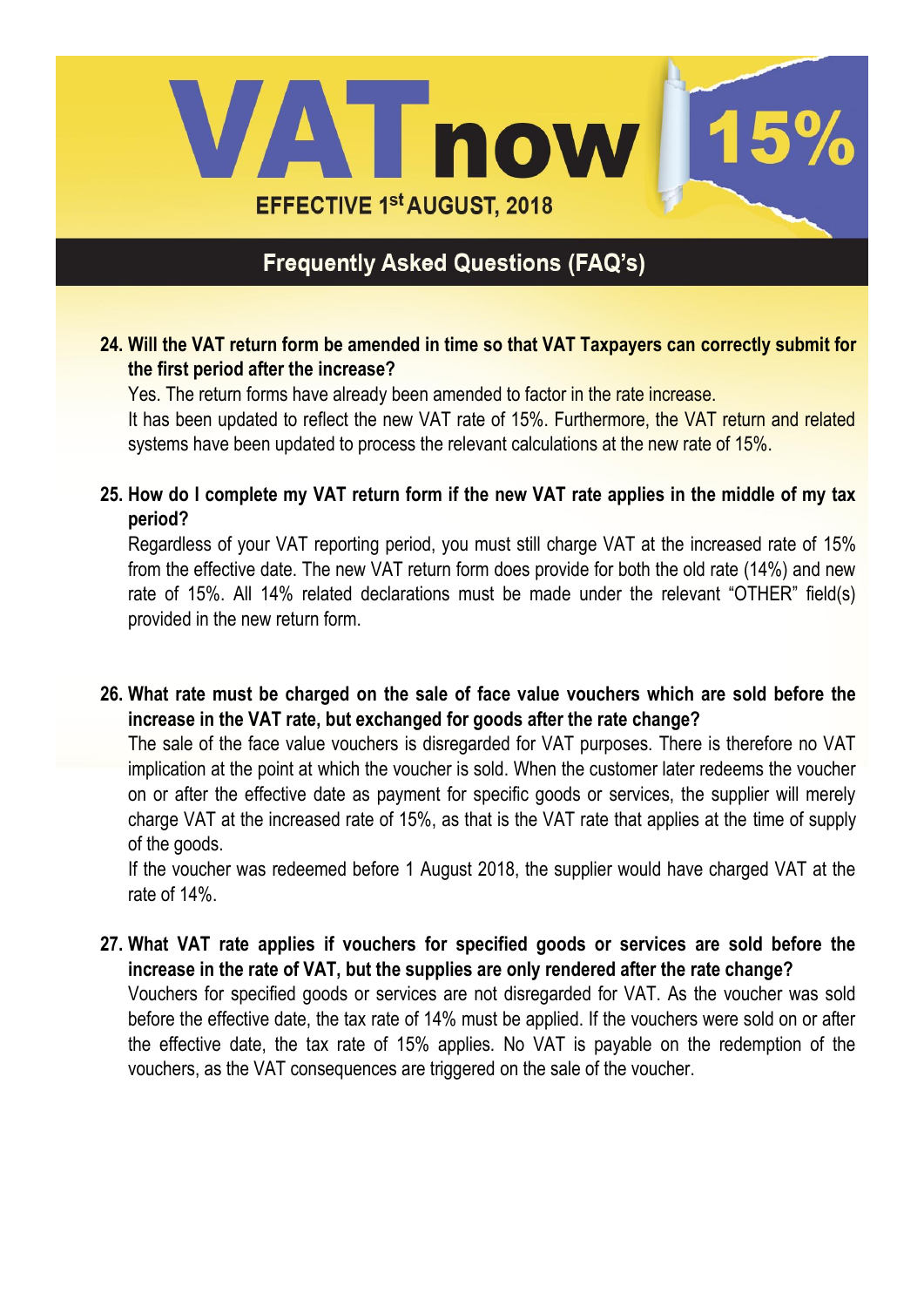# VAT now 15%

**EFFECTIVE 1st AUGUST, 2018**

## Frequently Asked Questions (FAQ's)

**24. Will the VAT return form be amended in time so that VAT Taxpayers can correctly submit for the first period after the increase?**

Yes. The return forms have already been amended to factor in the rate increase.

It has been updated to reflect the new VAT rate of 15%. Furthermore, the VAT return and related systems have been updated to process the relevant calculations at the new rate of 15%.

**25. How do I complete my VAT return form if the new VAT rate applies in the middle of my tax period?**

Regardless of your VAT reporting period, you must still charge VAT at the increased rate of 15% from the effective date. The new VAT return form does provide for both the old rate (14%) and new rate of 15%. All 14% related declarations must be made under the relevant "OTHER" field(s) provided in the new return form.

**26. What rate must be charged on the sale of face value vouchers which are sold before the increase in the VAT rate, but exchanged for goods after the rate change?**

The sale of the face value vouchers is disregarded for VAT purposes. There is therefore no VAT implication at the point at which the voucher is sold. When the customer later redeems the voucher on or after the effective date as payment for specific goods or services, the supplier will merely charge VAT at the increased rate of 15%, as that is the VAT rate that applies at the time of supply of the goods.

If the voucher was redeemed before 1 August 2018, the supplier would have charged VAT at the rate of 14%.

**27. What VAT rate applies if vouchers for specified goods or services are sold before the increase in the rate of VAT, but the supplies are only rendered after the rate change?**

Vouchers for specified goods or services are not disregarded for VAT. As the voucher was sold before the effective date, the tax rate of 14% must be applied. If the vouchers were sold on or after the effective date, the tax rate of 15% applies. No VAT is payable on the redemption of the vouchers, as the VAT consequences are triggered on the sale of the voucher.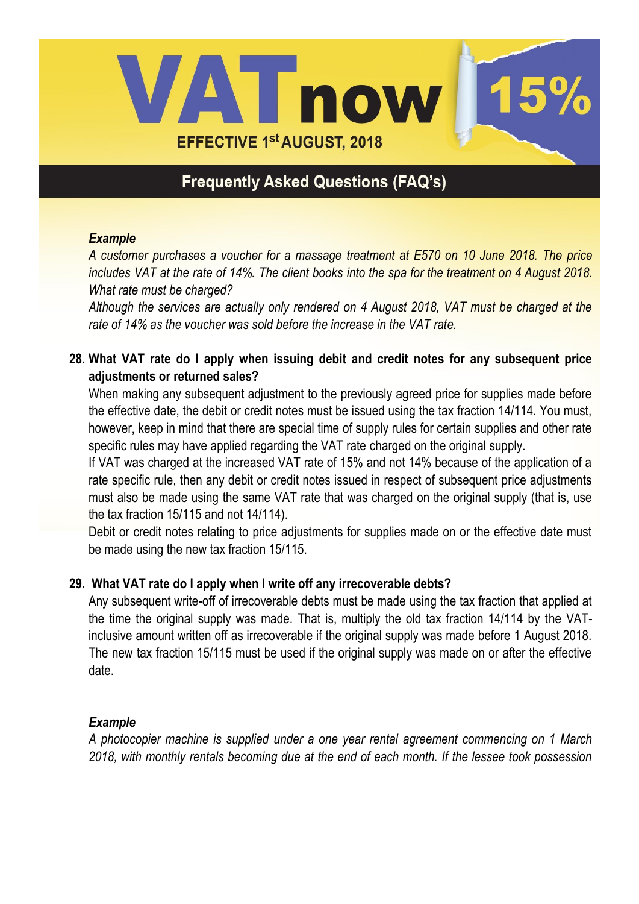*Example*

*A customer purchases a voucher for a massage treatment at E570 on 10 June 2018. The price includes VAT at the rate of 14%. The client books into the spa for the treatment on 4 August 2018. What rate must be charged?*

*Although the services are actually only rendered on 4 August 2018, VAT must be charged at the rate of 14% as the voucher was sold before the increase in the VAT rate.*

**28. What VAT rate do I apply when issuing debit and credit notes for any subsequent price adjustments or returned sales?**

When making any subsequent adjustment to the previously agreed price for supplies made before the effective date, the debit or credit notes must be issued using the tax fraction 14/114. You must, however, keep in mind that there are special time of supply rules for certain supplies and other rate specific rules may have applied regarding the VAT rate charged on the original supply.

If VAT was charged at the increased VAT rate of 15% and not 14% because of the application of a rate specific rule, then any debit or credit notes issued in respect of subsequent price adjustments must also be made using the same VAT rate that was charged on the original supply (that is, use the tax fraction 15/115 and not 14/114).

Debit or credit notes relating to price adjustments for supplies made on or the effective date must be made using the new tax fraction 15/115.

**29. What VAT rate do I apply when I write off any irrecoverable debts?**

Any subsequent write-off of irrecoverable debts must be made using the tax fraction that applied at the time the original supply was made. That is, multiply the old tax fraction 14/114 by the VAT-inclusive amount written off as irrecoverable if the original supply was made before 1 August 2018. The new tax fraction 15/115 must be used if the original supply was made on or after the effective date.

*Example*

*A photocopier machine is supplied under a one year rental agreement commencing on 1 March 2018, with monthly rentals becoming due at the end of each month. If the lessee took possession*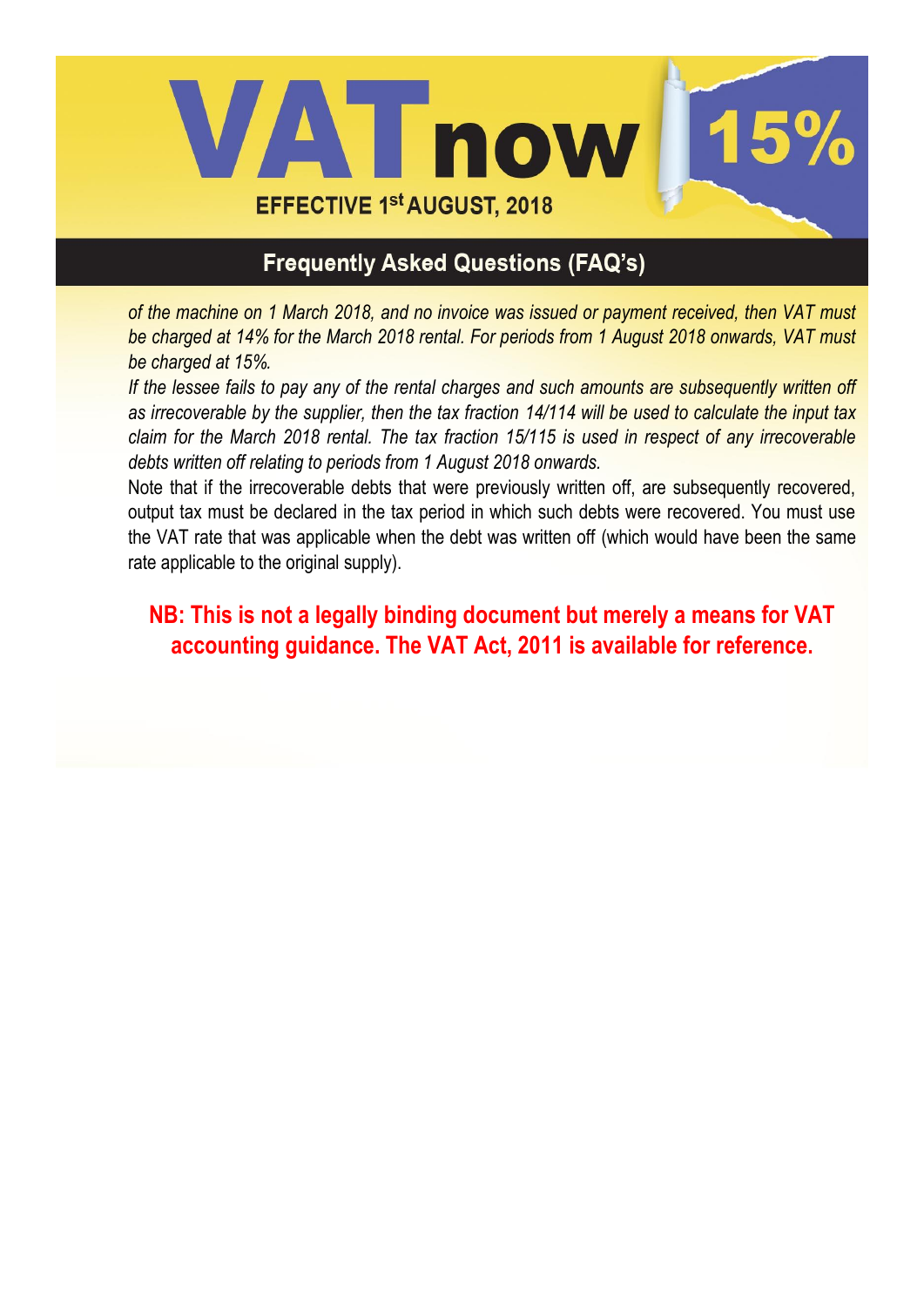# VAT now 15%

EFFECTIVE 1st AUGUST, 2018

## Frequently Asked Questions (FAQ's)

*of the machine on 1 March 2018, and no invoice was issued or payment received, then VAT must be charged at 14% for the March 2018 rental. For periods from 1 August 2018 onwards, VAT must be charged at 15%.*

*If the lessee fails to pay any of the rental charges and such amounts are subsequently written off as irrecoverable by the supplier, then the tax fraction 14/114 will be used to calculate the input tax claim for the March 2018 rental. The tax fraction 15/115 is used in respect of any irrecoverable debts written off relating to periods from 1 August 2018 onwards.*

Note that if the irrecoverable debts that were previously written off, are subsequently recovered, output tax must be declared in the tax period in which such debts were recovered. You must use the VAT rate that was applicable when the debt was written off (which would have been the same rate applicable to the original supply).

**NB: This is not a legally binding document but merely a means for VAT accounting guidance. The VAT Act, 2011 is available for reference.**